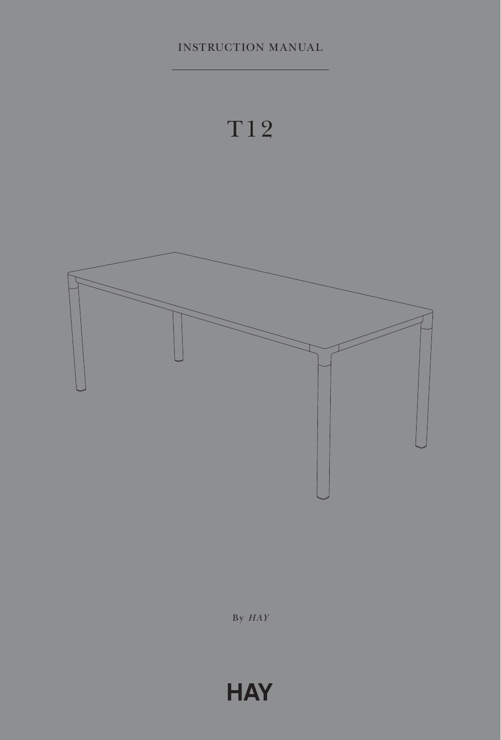INSTRUCTION MANUAL

# T12

By *HAY*

HAY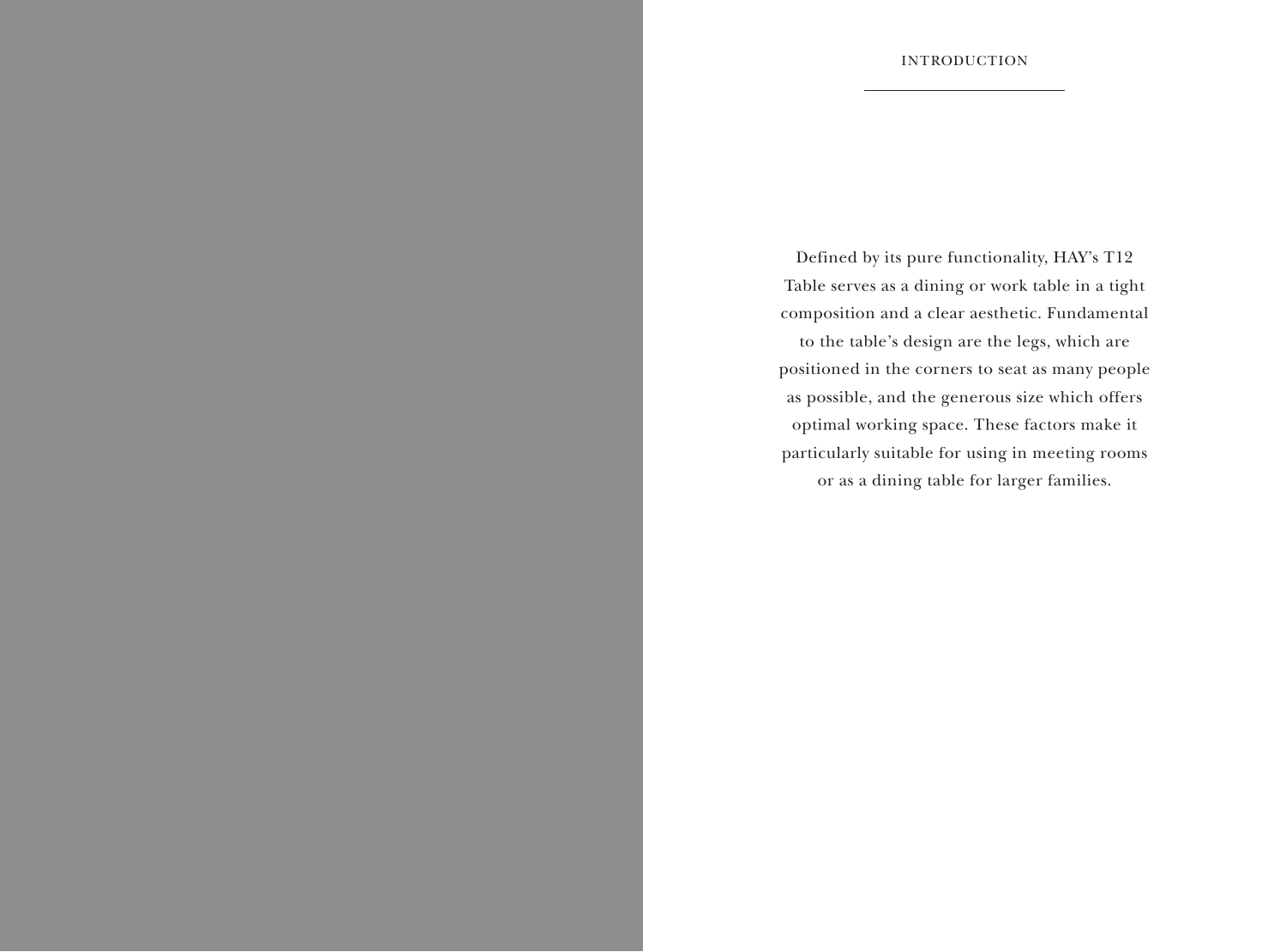## INTRODUCTION

Defined by its pure functionality, HAY's T12 Table serves as a dining or work table in a tight composition and a clear aesthetic. Fundamental to the table's design are the legs, which are positioned in the corners to seat as many people as possible, and the generous size which offers optimal working space. These factors make it particularly suitable for using in meeting rooms or as a dining table for larger families.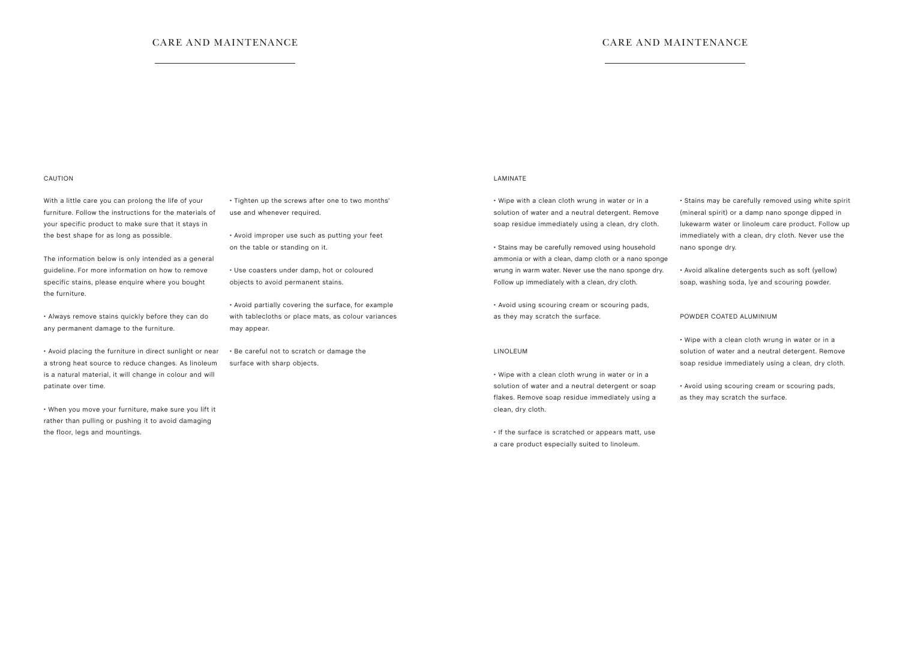# CARE AND MAINTENANCE

## CAUTION

With a little care you can prolong the life of your furniture. Follow the instructions for the materials of your specific product to make sure that it stays in the best shape for as long as possible.

The information below is only intended as a general guideline. For more information on how to remove specific stains, please enquire where you bought the furniture.

- Always remove stains quickly before they can do any permanent damage to the furniture.
- Avoid placing the furniture in direct sunlight or near a strong heat source to reduce changes. As linoleum is a natural material, it will change in colour and will patinate over time.
- When you move your furniture, make sure you lift it rather than pulling or pushing it to avoid damaging the floor, legs and mountings.
- Tighten up the screws after one to two months' use and whenever required.
- Avoid improper use such as putting your feet on the table or standing on it.
- Use coasters under damp, hot or coloured objects to avoid permanent stains.
- Avoid partially covering the surface, for example with tablecloths or place mats, as colour variances may appear.
- Be careful not to scratch or damage the surface with sharp objects.

# CARE AND MAINTENANCE

## LAMINATE

- Wipe with a clean cloth wrung in water or in a solution of water and a neutral detergent. Remove soap residue immediately using a clean, dry cloth.
- Stains may be carefully removed using household ammonia or with a clean, damp cloth or a nano sponge wrung in warm water. Never use the nano sponge dry. Follow up immediately with a clean, dry cloth.
- Avoid using scouring cream or scouring pads, as they may scratch the surface.

## LINOLEUM

- Wipe with a clean cloth wrung in water or in a solution of water and a neutral detergent or soap flakes. Remove soap residue immediately using a clean, dry cloth.
- If the surface is scratched or appears matt, use a care product especially suited to linoleum.
- Stains may be carefully removed using white spirit (mineral spirit) or a damp nano sponge dipped in lukewarm water or linoleum care product. Follow up immediately with a clean, dry cloth. Never use the nano sponge dry.
- Avoid alkaline detergents such as soft (yellow) soap, washing soda, lye and scouring powder.

## POWDER COATED ALUMINIUM

- Wipe with a clean cloth wrung in water or in a solution of water and a neutral detergent. Remove soap residue immediately using a clean, dry cloth.
- Avoid using scouring cream or scouring pads, as they may scratch the surface.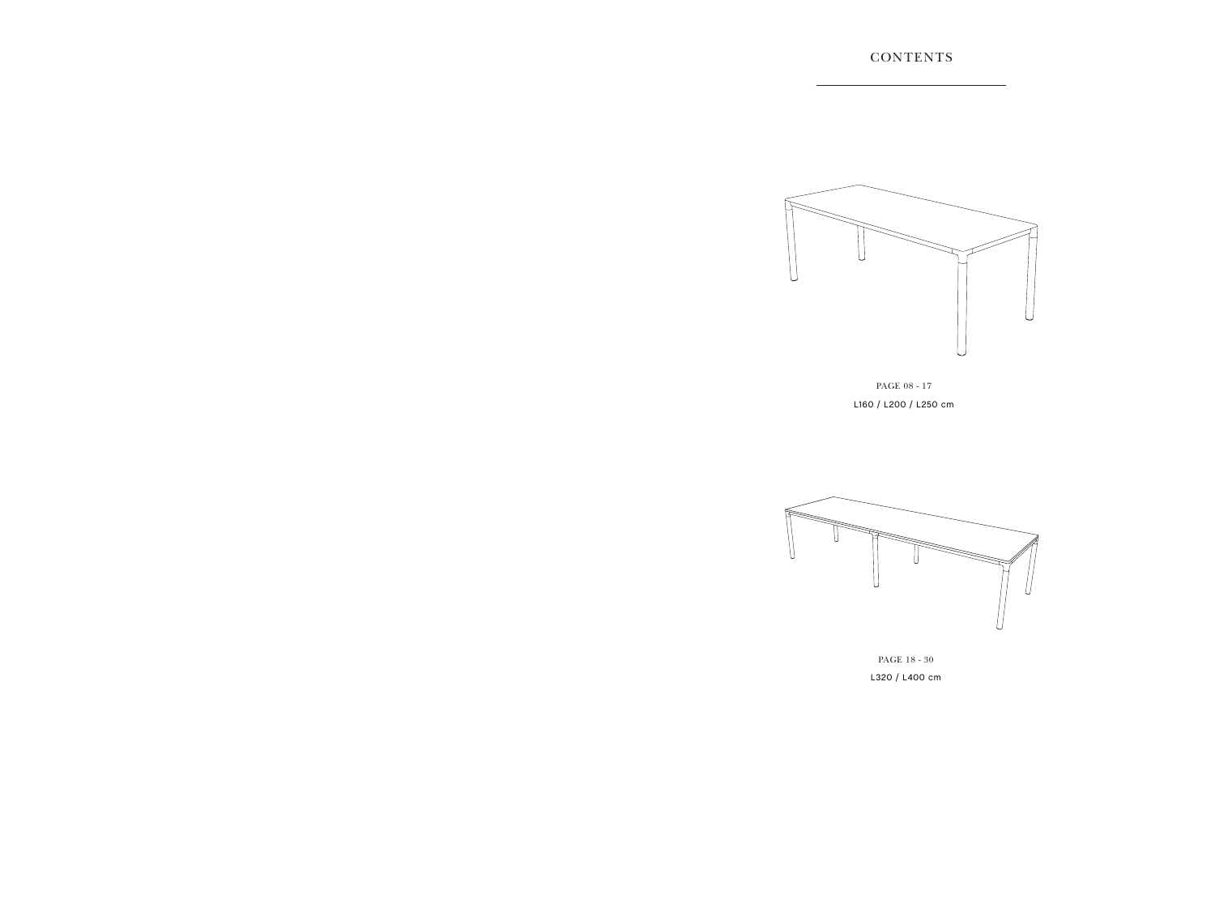# CONTENTS

PAGE 08 - 17

L160 / L200 / L250 cm

PAGE 18 - 30

L320 / L400 cm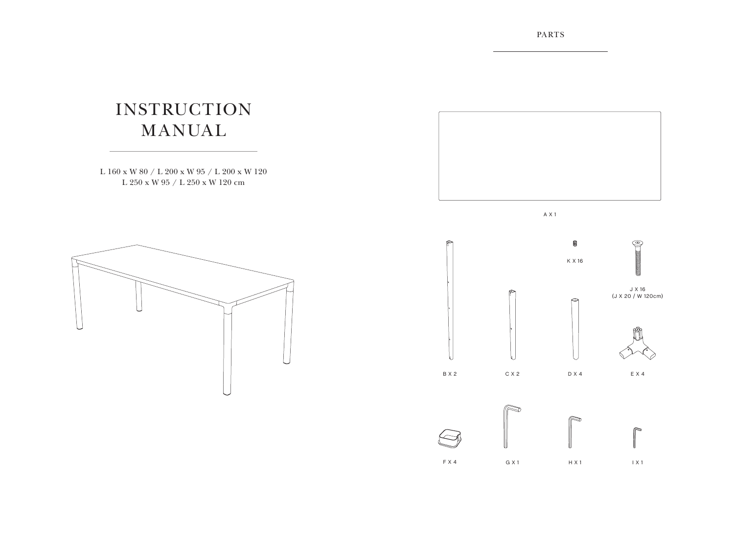# INSTRUCTION MANUAL

L 160 x W 80 / L 200 x W 95 / L 200 x W 120
L 250 x W 95 / L 250 x W 120 cm

## PARTS

A X 1

B X 2

C X 2

D X 4

E X 4

K X 16

J X 16
(J X 20 / W 120cm)

F X 4

G X 1

H X 1

I X 1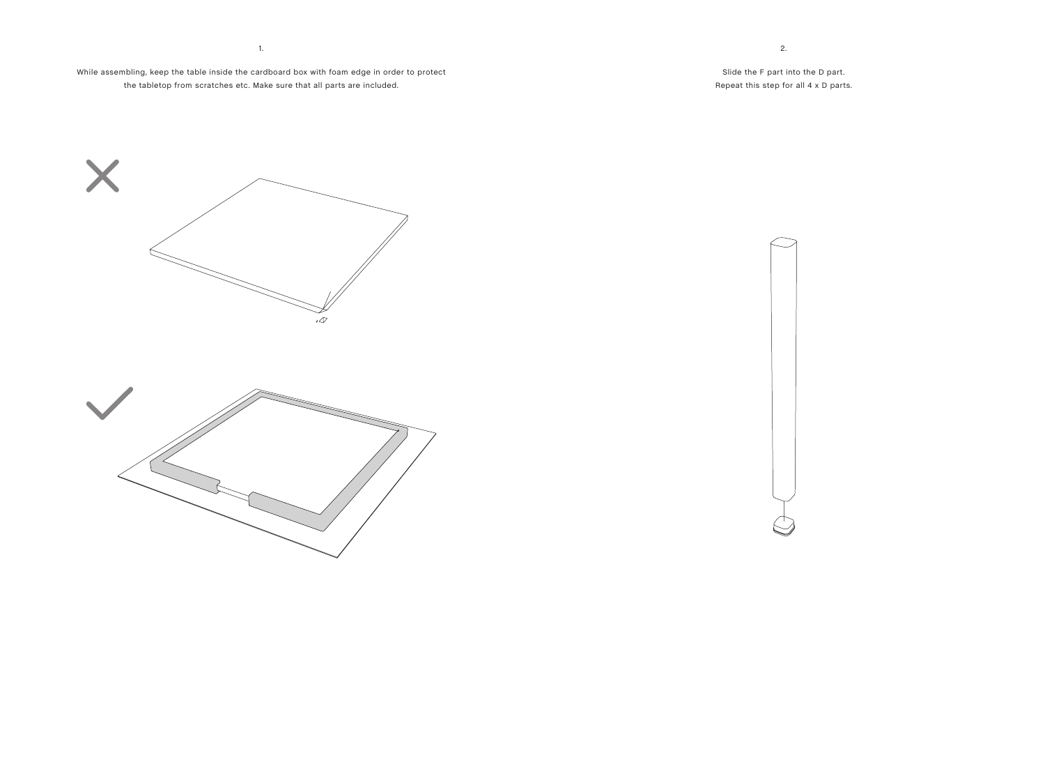1.

While assembling, keep the table inside the cardboard box with foam edge in order to protect the tabletop from scratches etc. Make sure that all parts are included.

2.

Slide the F part into the D part.
Repeat this step for all 4 x D parts.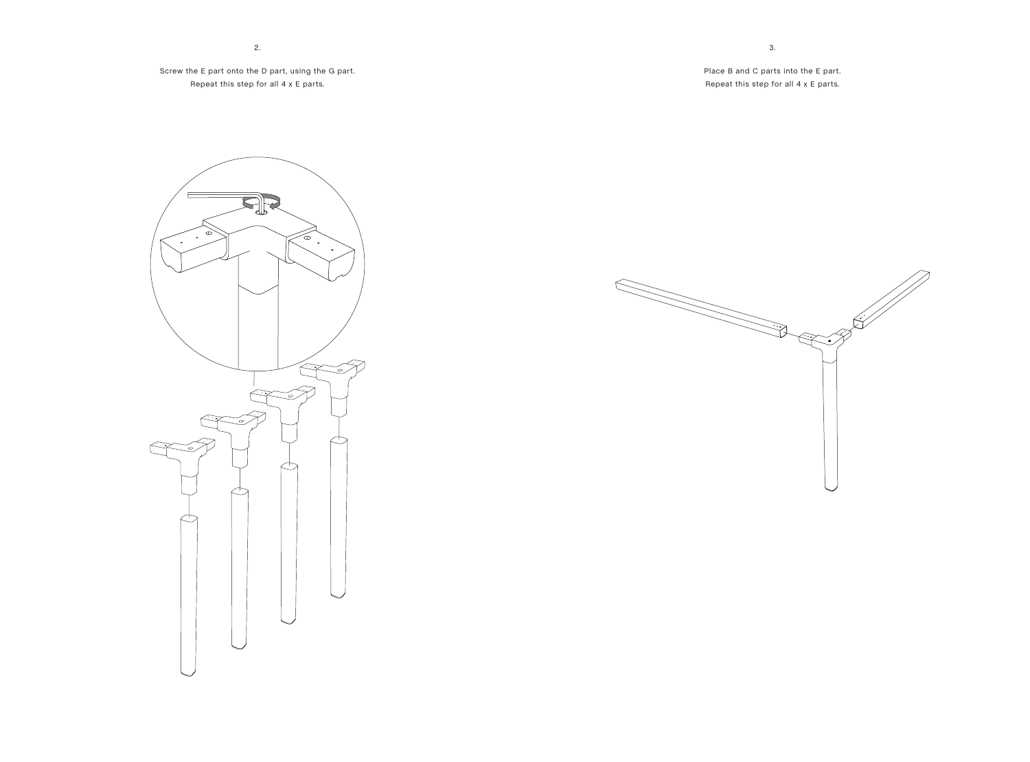2.

Screw the E part onto the D part, using the G part.
Repeat this step for all 4 x E parts.

3.

Place B and C parts into the E part.
Repeat this step for all 4 x E parts.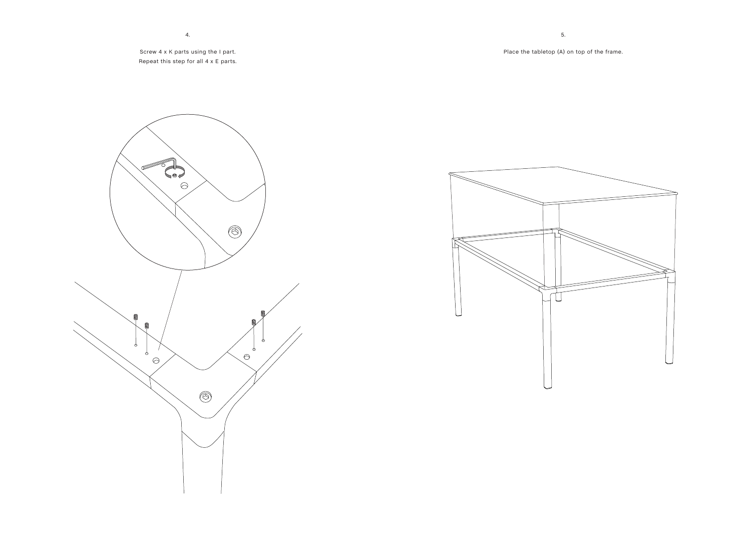4.

Screw 4 x K parts using the I part.
Repeat this step for all 4 x E parts.

5.

Place the tabletop (A) on top of the frame.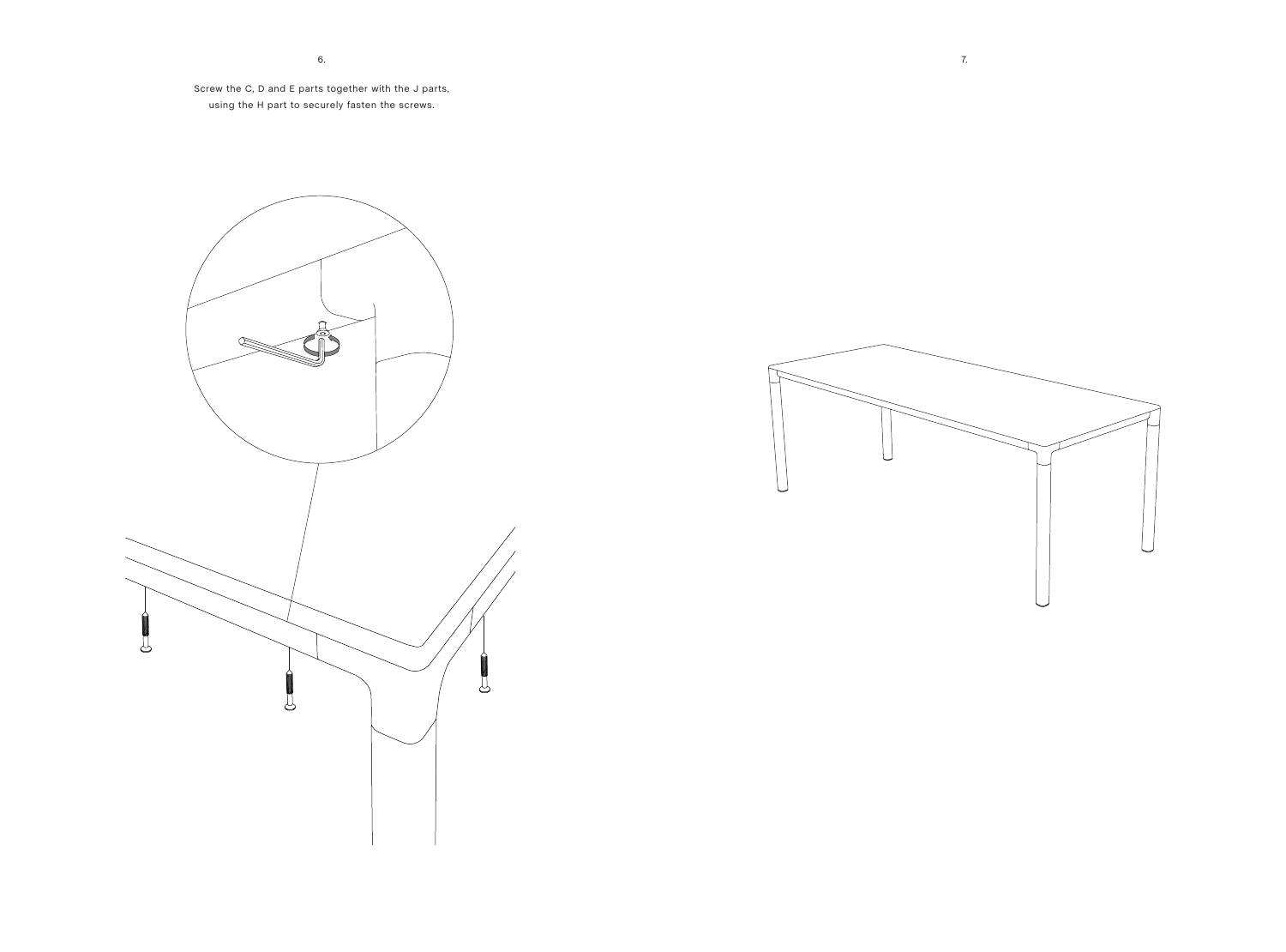6.

Screw the C, D and E parts together with the J parts, using the H part to securely fasten the screws.

7.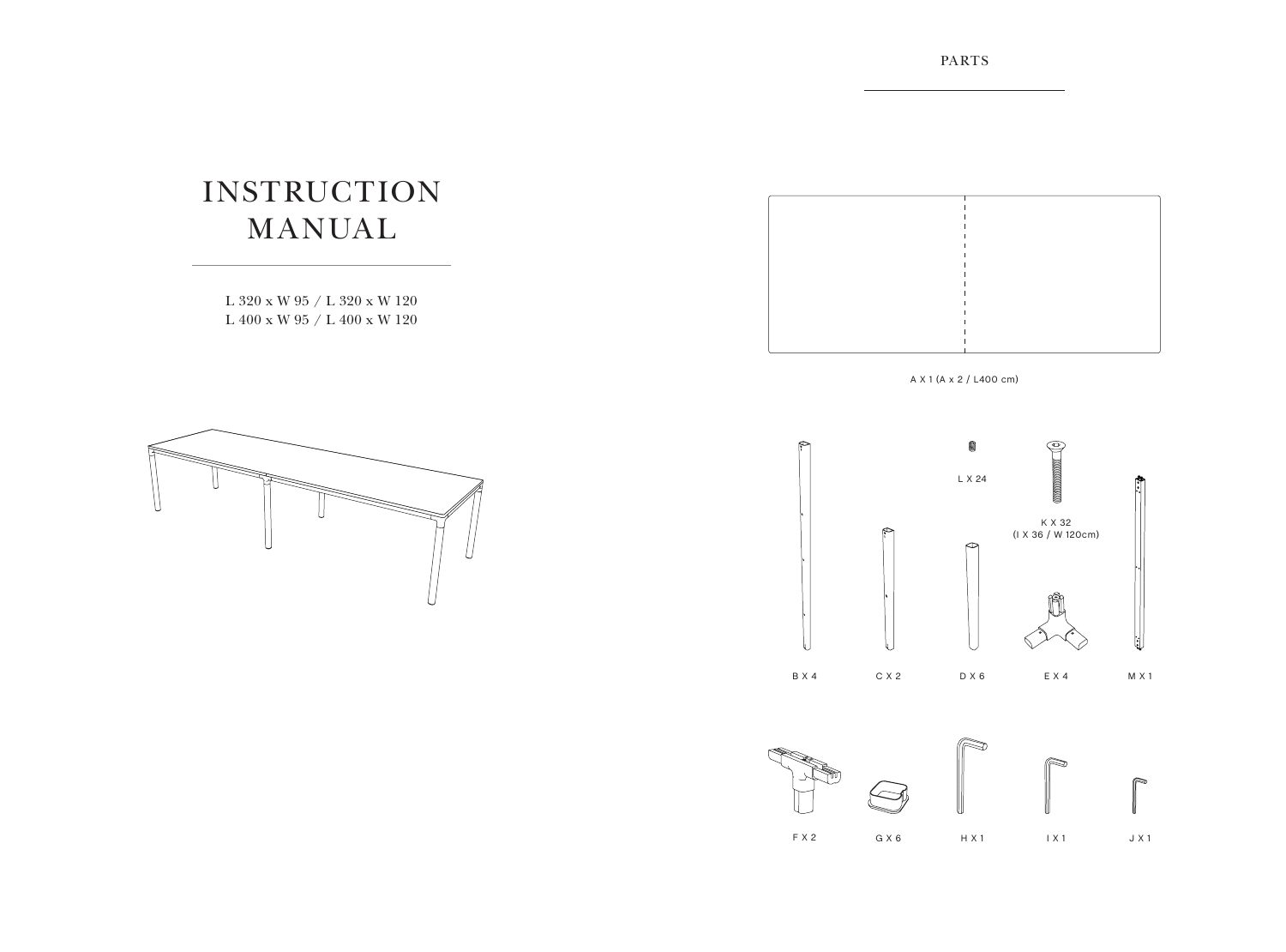# INSTRUCTION MANUAL

L 320 x W 95 / L 320 x W 120
L 400 x W 95 / L 400 x W 120

## PARTS

A X 1 (A x 2 / L400 cm)

L X 24

K X 32
(I X 36 / W 120cm)

B X 4

C X 2

D X 6

E X 4

M X 1

F X 2

G X 6

H X 1

I X 1

J X 1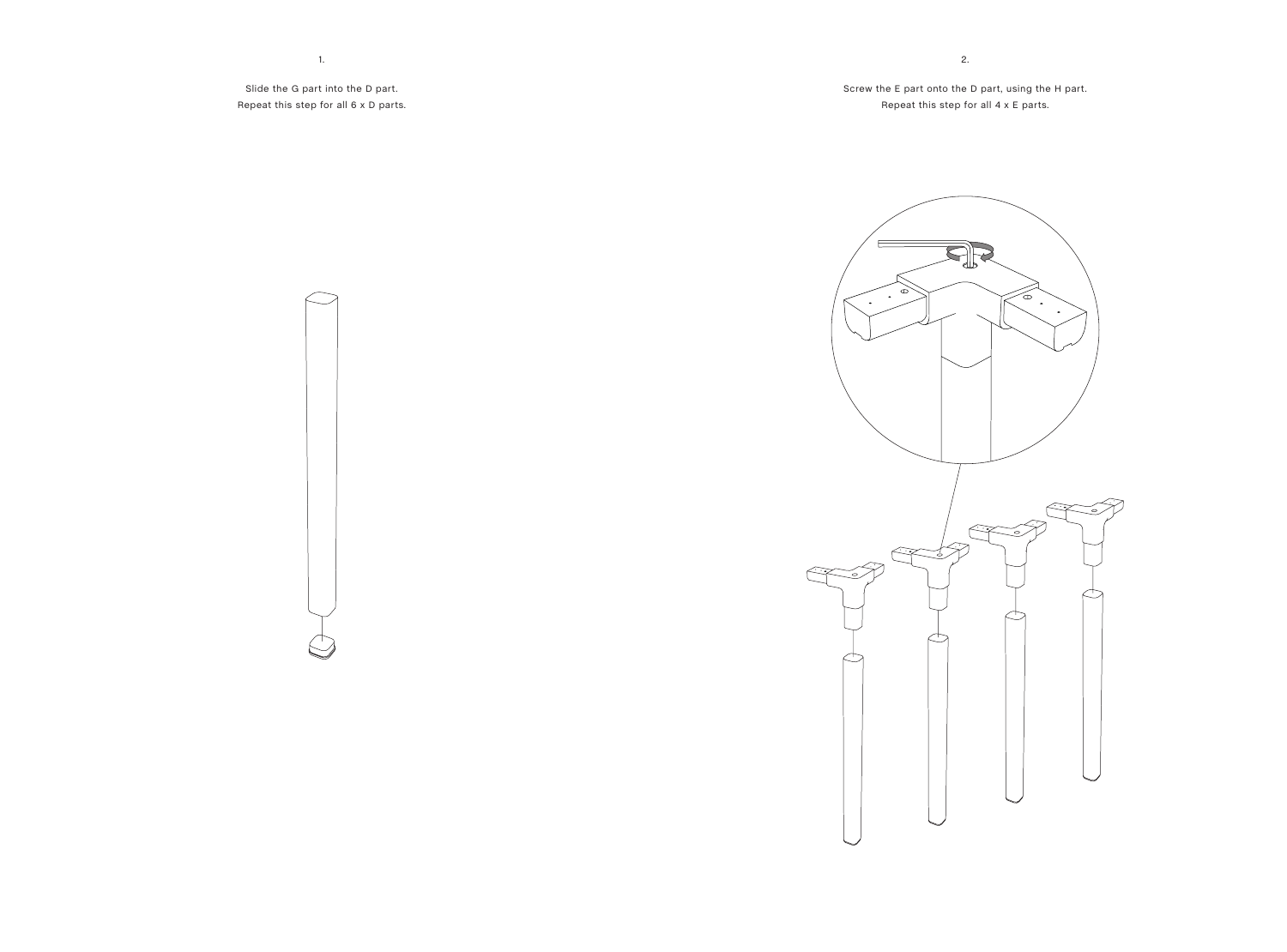1.

Slide the G part into the D part.
Repeat this step for all 6 x D parts.

2.

Screw the E part onto the D part, using the H part.
Repeat this step for all 4 x E parts.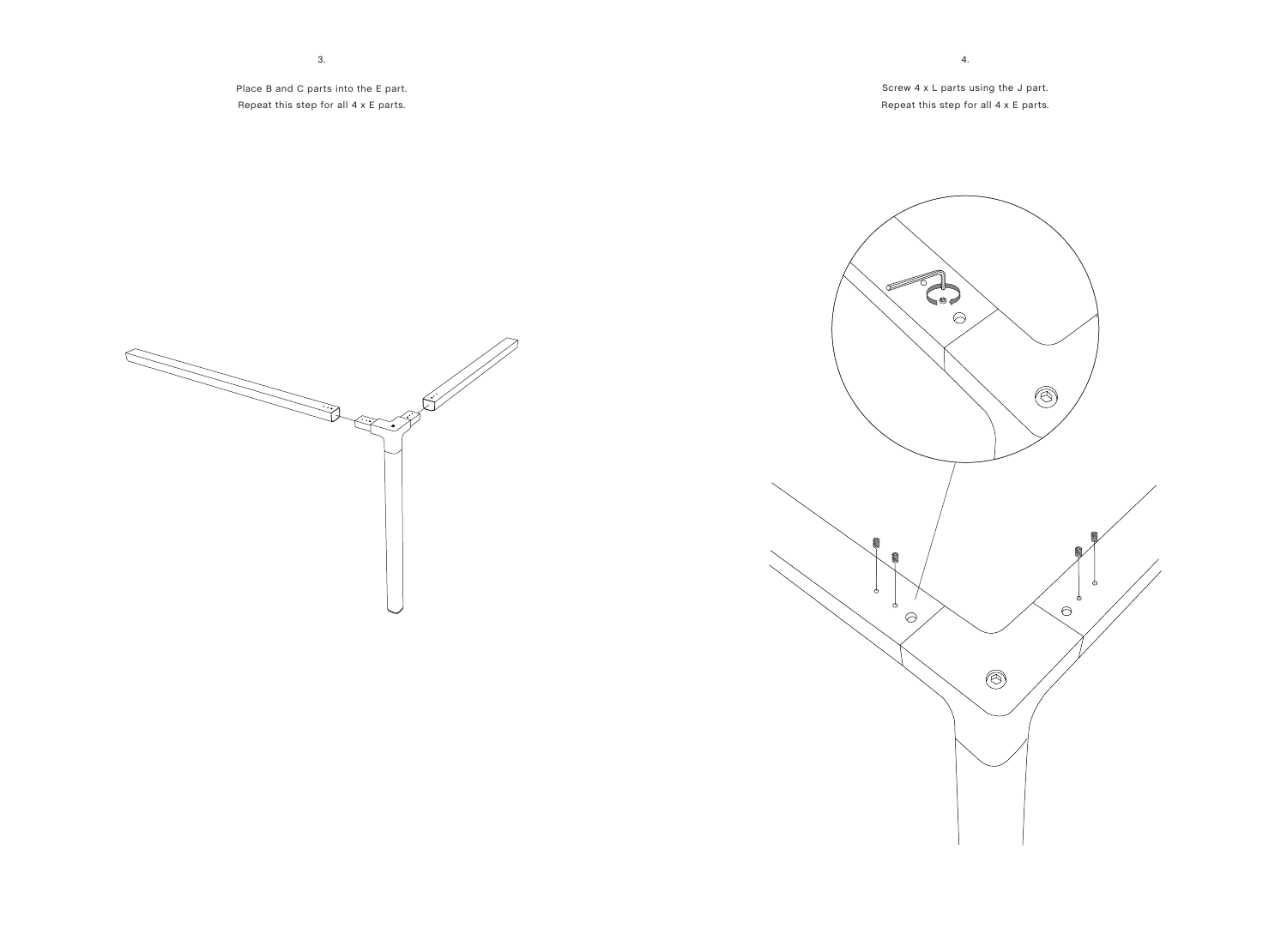3.

Place B and C parts into the E part.
Repeat this step for all 4 x E parts.

4.

Screw 4 x L parts using the J part.
Repeat this step for all 4 x E parts.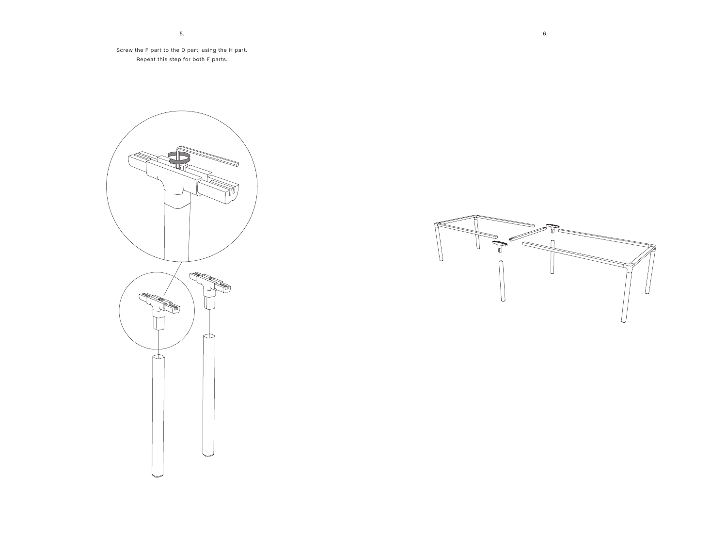5.

Screw the F part to the D part, using the H part.
Repeat this step for both F parts.

6.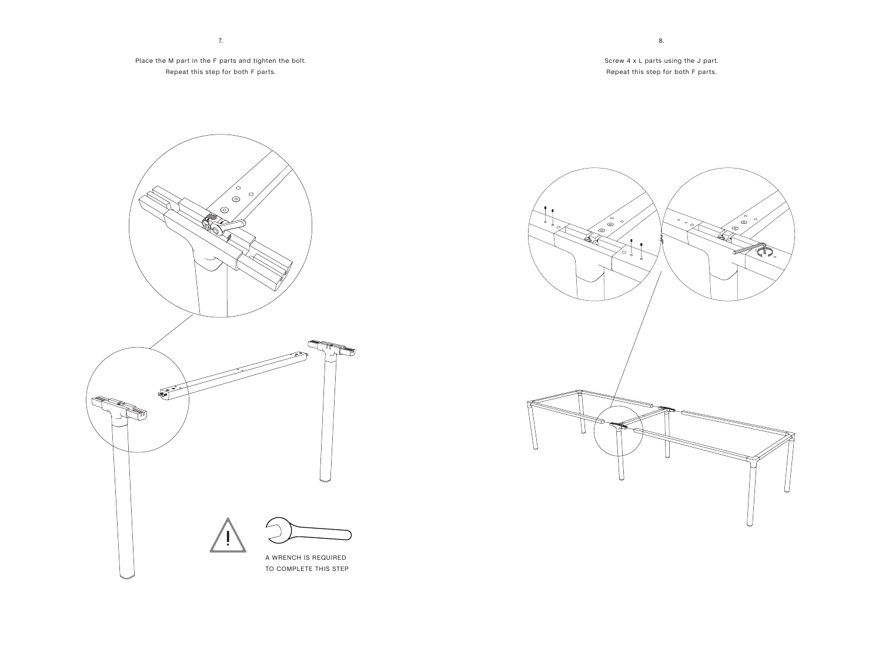## 7.

Place the M part in the F parts and tighten the bolt.
Repeat this step for both F parts.

A WRENCH IS REQUIRED
TO COMPLETE THIS STEP

## 8.

Screw 4 x L parts using the J part.
Repeat this step for both F parts.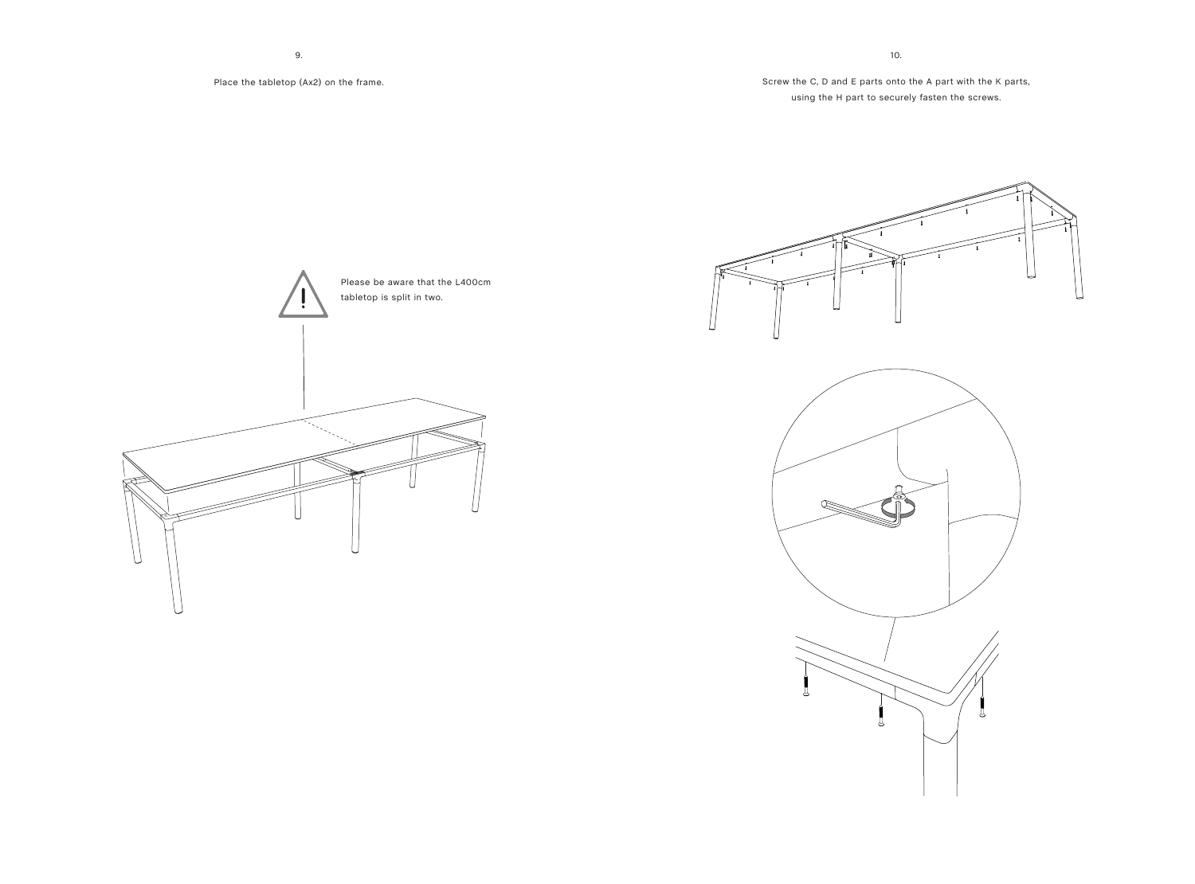9.

Place the tabletop (Ax2) on the frame.

Please be aware that the L400cm tabletop is split in two.

10.

Screw the C, D and E parts onto the A part with the K parts, using the H part to securely fasten the screws.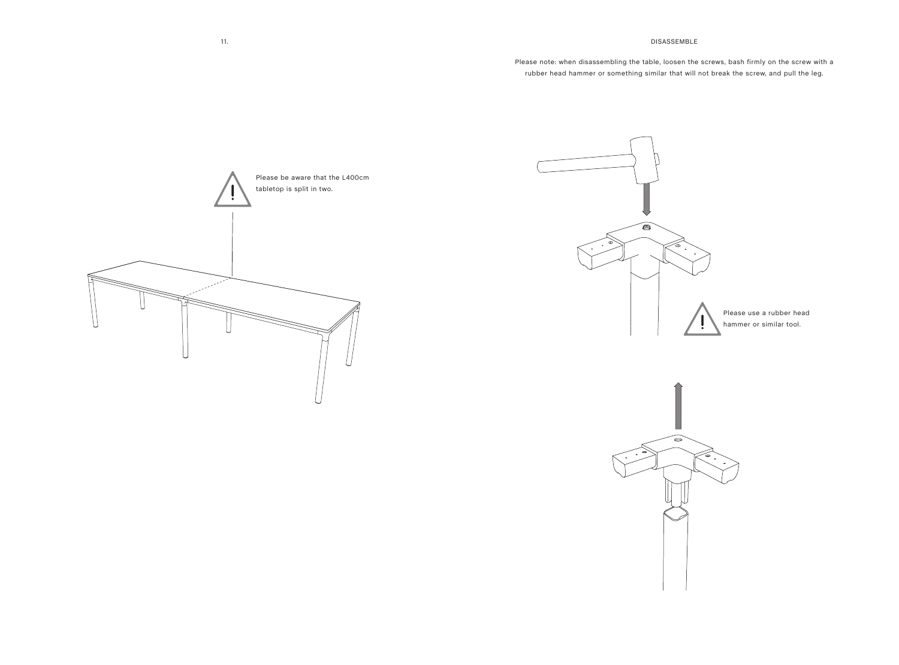11.

Please be aware that the L400cm tabletop is split in two.

## DISASSEMBLE

Please note: when disassembling the table, loosen the screws, bash firmly on the screw with a rubber head hammer or something similar that will not break the screw, and pull the leg.

Please use a rubber head hammer or similar tool.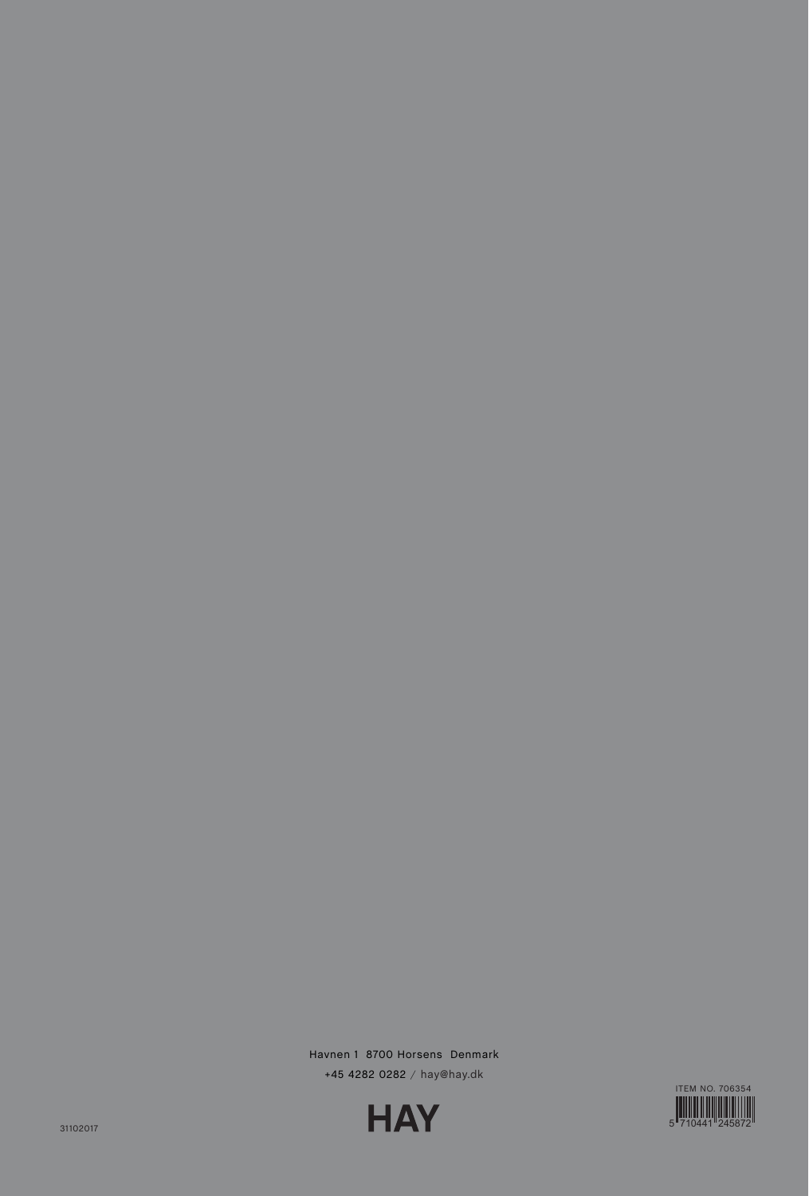Havnen 1 8700 Horsens Denmark

+45 4282 0282 / hay@hay.dk

31102017

**HAY**

ITEM NO. 706354

5 710441 245872